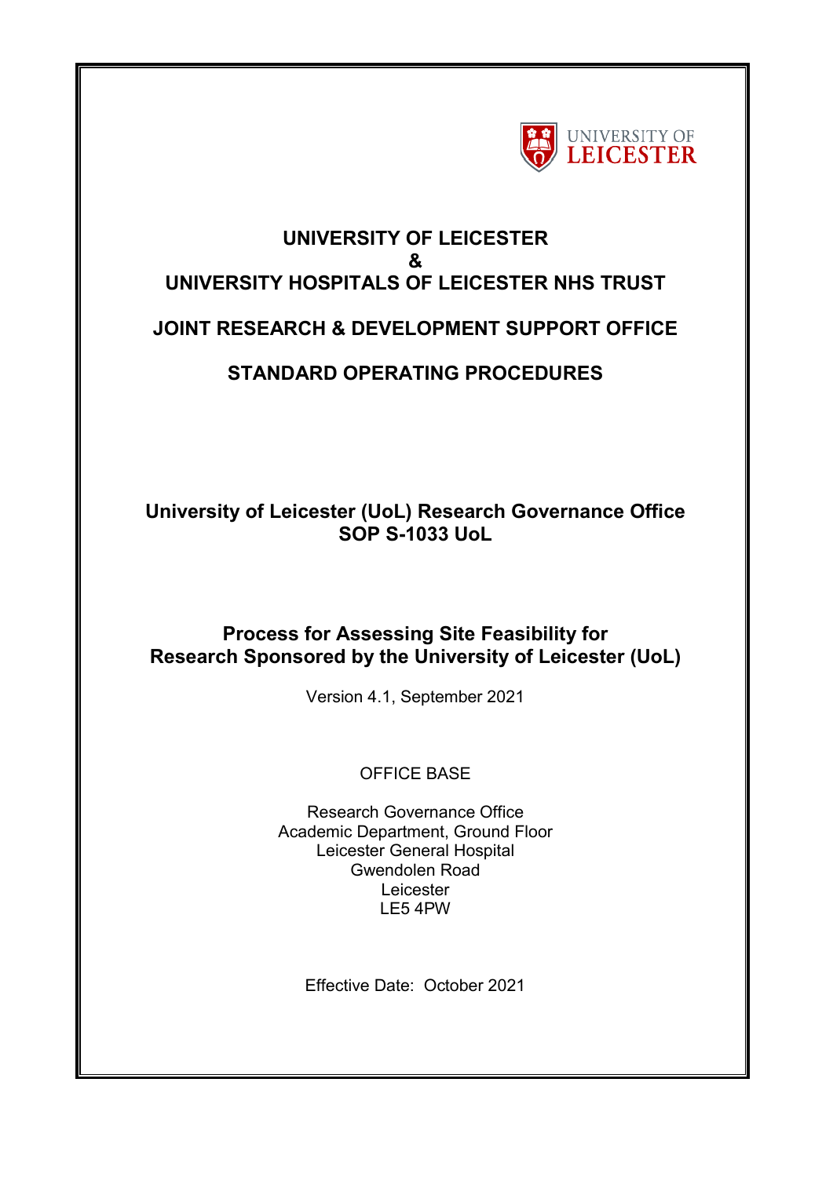UNIVERSITY OF LEICESTER

# UNIVERSITY OF LEICESTER
# &
# UNIVERSITY HOSPITALS OF LEICESTER NHS TRUST

## JOINT RESEARCH & DEVELOPMENT SUPPORT OFFICE

## STANDARD OPERATING PROCEDURES

**University of Leicester (UoL) Research Governance Office**
**SOP S-1033 UoL**

**Process for Assessing Site Feasibility for Research Sponsored by the University of Leicester (UoL)**

Version 4.1, September 2021

OFFICE BASE

Research Governance Office
Academic Department, Ground Floor
Leicester General Hospital
Gwendolen Road
Leicester
LE5 4PW

Effective Date: October 2021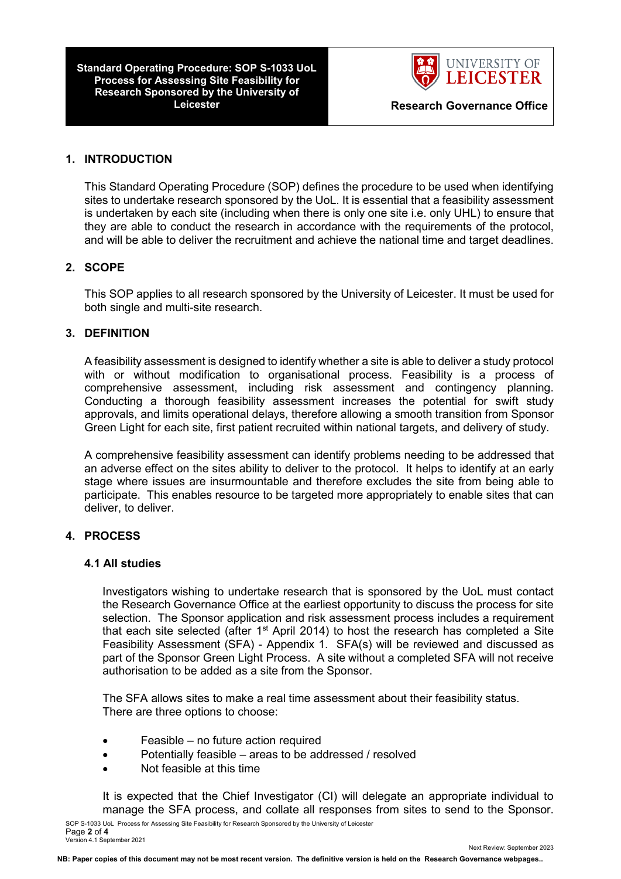## 1. INTRODUCTION

This Standard Operating Procedure (SOP) defines the procedure to be used when identifying sites to undertake research sponsored by the UoL. It is essential that a feasibility assessment is undertaken by each site (including when there is only one site i.e. only UHL) to ensure that they are able to conduct the research in accordance with the requirements of the protocol, and will be able to deliver the recruitment and achieve the national time and target deadlines.

## 2. SCOPE

This SOP applies to all research sponsored by the University of Leicester. It must be used for both single and multi-site research.

## 3. DEFINITION

A feasibility assessment is designed to identify whether a site is able to deliver a study protocol with or without modification to organisational process. Feasibility is a process of comprehensive assessment, including risk assessment and contingency planning. Conducting a thorough feasibility assessment increases the potential for swift study approvals, and limits operational delays, therefore allowing a smooth transition from Sponsor Green Light for each site, first patient recruited within national targets, and delivery of study.

A comprehensive feasibility assessment can identify problems needing to be addressed that an adverse effect on the sites ability to deliver to the protocol. It helps to identify at an early stage where issues are insurmountable and therefore excludes the site from being able to participate. This enables resource to be targeted more appropriately to enable sites that can deliver, to deliver.

## 4. PROCESS

### 4.1 All studies

Investigators wishing to undertake research that is sponsored by the UoL must contact the Research Governance Office at the earliest opportunity to discuss the process for site selection. The Sponsor application and risk assessment process includes a requirement that each site selected (after 1st April 2014) to host the research has completed a Site Feasibility Assessment (SFA) - Appendix 1. SFA(s) will be reviewed and discussed as part of the Sponsor Green Light Process. A site without a completed SFA will not receive authorisation to be added as a site from the Sponsor.

The SFA allows sites to make a real time assessment about their feasibility status. There are three options to choose:

- Feasible – no future action required
- Potentially feasible – areas to be addressed / resolved
- Not feasible at this time

It is expected that the Chief Investigator (CI) will delegate an appropriate individual to manage the SFA process, and collate all responses from sites to send to the Sponsor.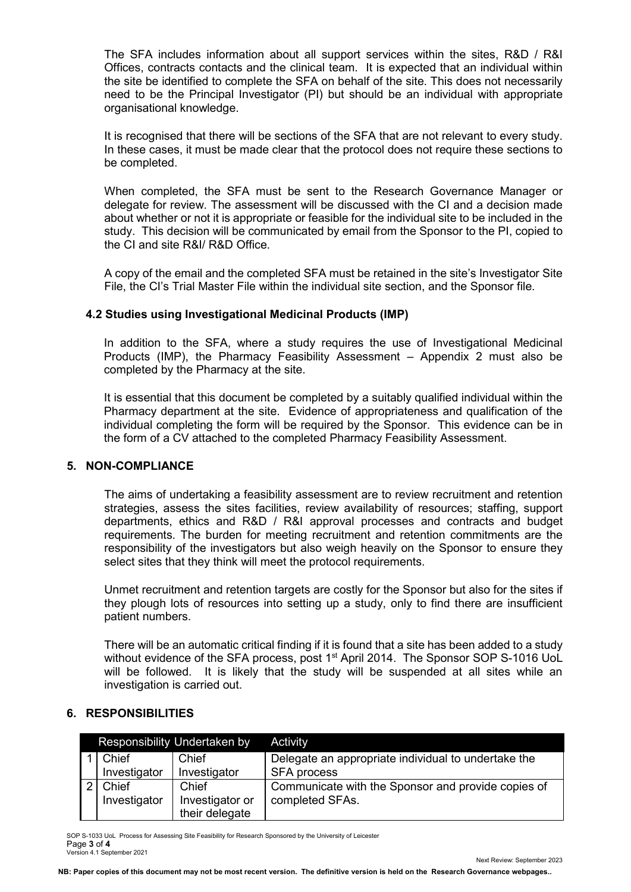The SFA includes information about all support services within the sites, R&D / R&I Offices, contracts contacts and the clinical team. It is expected that an individual within the site be identified to complete the SFA on behalf of the site. This does not necessarily need to be the Principal Investigator (PI) but should be an individual with appropriate organisational knowledge.

It is recognised that there will be sections of the SFA that are not relevant to every study. In these cases, it must be made clear that the protocol does not require these sections to be completed.

When completed, the SFA must be sent to the Research Governance Manager or delegate for review. The assessment will be discussed with the CI and a decision made about whether or not it is appropriate or feasible for the individual site to be included in the study. This decision will be communicated by email from the Sponsor to the PI, copied to the CI and site R&I/ R&D Office.

A copy of the email and the completed SFA must be retained in the site's Investigator Site File, the CI's Trial Master File within the individual site section, and the Sponsor file.

### 4.2 Studies using Investigational Medicinal Products (IMP)

In addition to the SFA, where a study requires the use of Investigational Medicinal Products (IMP), the Pharmacy Feasibility Assessment – Appendix 2 must also be completed by the Pharmacy at the site.

It is essential that this document be completed by a suitably qualified individual within the Pharmacy department at the site. Evidence of appropriateness and qualification of the individual completing the form will be required by the Sponsor. This evidence can be in the form of a CV attached to the completed Pharmacy Feasibility Assessment.

## 5. NON-COMPLIANCE

The aims of undertaking a feasibility assessment are to review recruitment and retention strategies, assess the sites facilities, review availability of resources; staffing, support departments, ethics and R&D / R&I approval processes and contracts and budget requirements. The burden for meeting recruitment and retention commitments are the responsibility of the investigators but also weigh heavily on the Sponsor to ensure they select sites that they think will meet the protocol requirements.

Unmet recruitment and retention targets are costly for the Sponsor but also for the sites if they plough lots of resources into setting up a study, only to find there are insufficient patient numbers.

There will be an automatic critical finding if it is found that a site has been added to a study without evidence of the SFA process, post 1st April 2014. The Sponsor SOP S-1016 UoL will be followed. It is likely that the study will be suspended at all sites while an investigation is carried out.

## 6. RESPONSIBILITIES

| | Responsibility | Undertaken by | Activity |
|---|---|---|---|
| 1 | Chief Investigator | Chief Investigator | Delegate an appropriate individual to undertake the SFA process |
| 2 | Chief Investigator | Chief Investigator or their delegate | Communicate with the Sponsor and provide copies of completed SFAs. |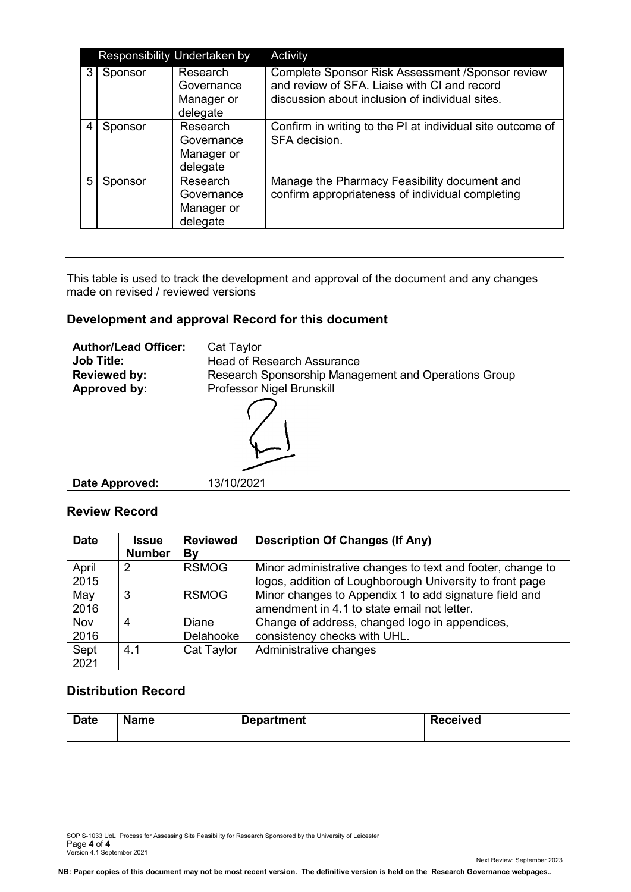| | Responsibility | Undertaken by | Activity |
|---|---|---|---|
| 3 | Sponsor | Research Governance Manager or delegate | Complete Sponsor Risk Assessment /Sponsor review and review of SFA. Liaise with CI and record discussion about inclusion of individual sites. |
| 4 | Sponsor | Research Governance Manager or delegate | Confirm in writing to the PI at individual site outcome of SFA decision. |
| 5 | Sponsor | Research Governance Manager or delegate | Manage the Pharmacy Feasibility document and confirm appropriateness of individual completing |

---

This table is used to track the development and approval of the document and any changes made on revised / reviewed versions

### Development and approval Record for this document

| | |
|---|---|
| **Author/Lead Officer:** | Cat Taylor |
| **Job Title:** | Head of Research Assurance |
| **Reviewed by:** | Research Sponsorship Management and Operations Group |
| **Approved by:** | Professor Nigel Brunskill |
| **Date Approved:** | 13/10/2021 |

### Review Record

| Date | Issue Number | Reviewed By | Description Of Changes (If Any) |
|---|---|---|---|
| April 2015 | 2 | RSMOG | Minor administrative changes to text and footer, change to logos, addition of Loughborough University to front page |
| May 2016 | 3 | RSMOG | Minor changes to Appendix 1 to add signature field and amendment in 4.1 to state email not letter. |
| Nov 2016 | 4 | Diane Delahooke | Change of address, changed logo in appendices, consistency checks with UHL. |
| Sept 2021 | 4.1 | Cat Taylor | Administrative changes |

### Distribution Record

| Date | Name | Department | Received |
|---|---|---|---|
| | | | |

SOP S-1033 UoL Process for Assessing Site Feasibility for Research Sponsored by the University of Leicester
Version 4.1 September 2021

Next Review: September 2023

**NB: Paper copies of this document may not be most recent version. The definitive version is held on the Research Governance webpages..**